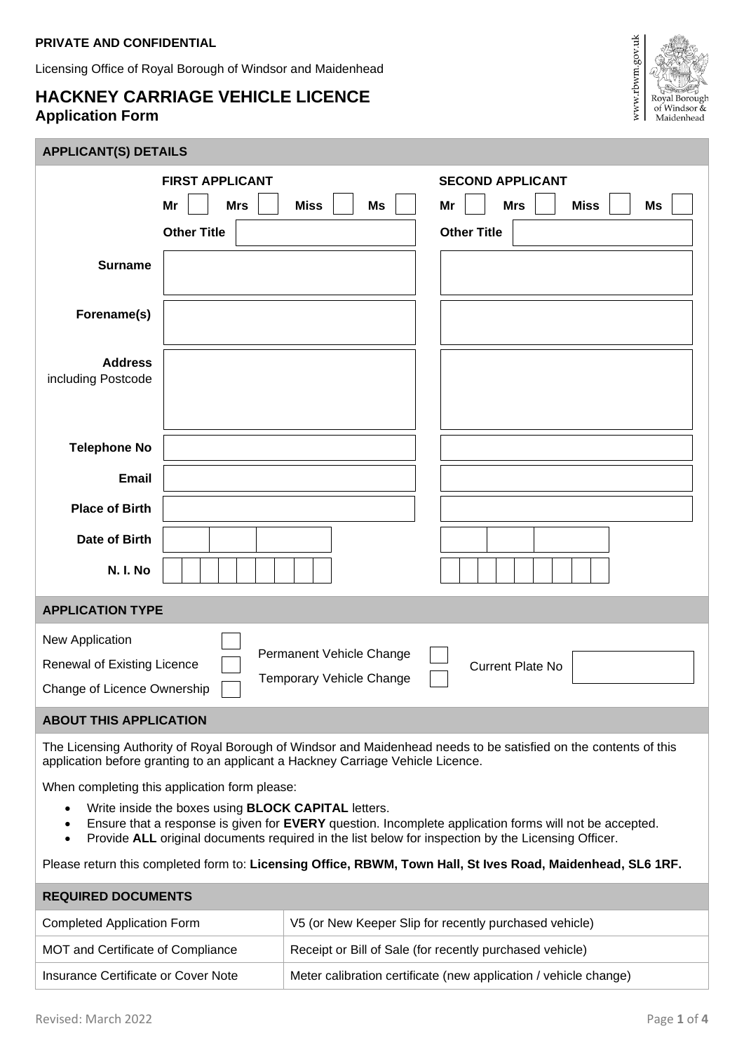**PRIVATE AND CONFIDENTIAL**

Licensing Office of Royal Borough of Windsor and Maidenhead

# HACKNEY CARRIAGE VEHICLE LICENCE

## Application Form

www.rbwm.gov.uk Royal Borough of Windsor & Maidenhead

### APPLICANT(S) DETAILS

| | FIRST APPLICANT | SECOND APPLICANT |
|---|---|---|
| | Mr ☐ Mrs ☐ Miss ☐ Ms ☐ | Mr ☐ Mrs ☐ Miss ☐ Ms ☐ |
| | Other Title | Other Title |
| **Surname** | | |
| **Forename(s)** | | |
| **Address** including Postcode | | |
| **Telephone No** | | |
| **Email** | | |
| **Place of Birth** | | |
| **Date of Birth** | | |
| **N. I. No** | | |

### APPLICATION TYPE

| | | | | |
|---|---|---|---|---|
| New Application ☐ | | | | |
| Renewal of Existing Licence ☐ | Permanent Vehicle Change ☐ | | Current Plate No | |
| Change of Licence Ownership ☐ | Temporary Vehicle Change ☐ | | | |

### ABOUT THIS APPLICATION

The Licensing Authority of Royal Borough of Windsor and Maidenhead needs to be satisfied on the contents of this application before granting to an applicant a Hackney Carriage Vehicle Licence.

When completing this application form please:

- Write inside the boxes using **BLOCK CAPITAL** letters.
- Ensure that a response is given for **EVERY** question. Incomplete application forms will not be accepted.
- Provide **ALL** original documents required in the list below for inspection by the Licensing Officer.

Please return this completed form to: **Licensing Office, RBWM, Town Hall, St Ives Road, Maidenhead, SL6 1RF.**

### REQUIRED DOCUMENTS

| | |
|---|---|
| Completed Application Form | V5 (or New Keeper Slip for recently purchased vehicle) |
| MOT and Certificate of Compliance | Receipt or Bill of Sale (for recently purchased vehicle) |
| Insurance Certificate or Cover Note | Meter calibration certificate (new application / vehicle change) |

Revised: March 2022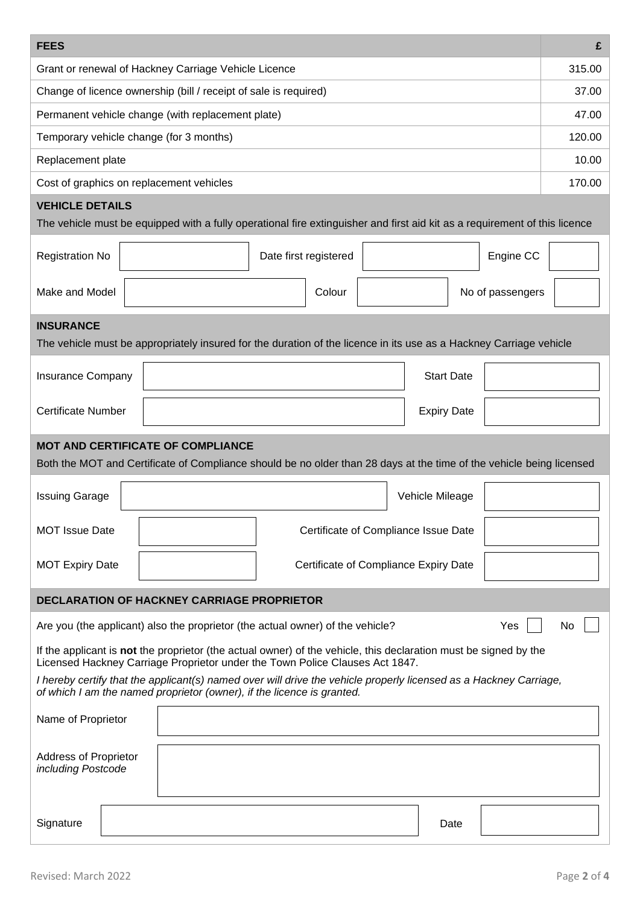| FEES | £ |
| --- | --- |
| Grant or renewal of Hackney Carriage Vehicle Licence | 315.00 |
| Change of licence ownership (bill / receipt of sale is required) | 37.00 |
| Permanent vehicle change (with replacement plate) | 47.00 |
| Temporary vehicle change (for 3 months) | 120.00 |
| Replacement plate | 10.00 |
| Cost of graphics on replacement vehicles | 170.00 |

## VEHICLE DETAILS

The vehicle must be equipped with a fully operational fire extinguisher and first aid kit as a requirement of this licence

| Registration No | | Date first registered | | Engine CC | |
| --- | --- | --- | --- | --- | --- |
| Make and Model | | Colour | | No of passengers | |

## INSURANCE

The vehicle must be appropriately insured for the duration of the licence in its use as a Hackney Carriage vehicle

| Insurance Company | | Start Date | |
| --- | --- | --- | --- |
| Certificate Number | | Expiry Date | |

## MOT AND CERTIFICATE OF COMPLIANCE

Both the MOT and Certificate of Compliance should be no older than 28 days at the time of the vehicle being licensed

| Issuing Garage | | Vehicle Mileage | |
| --- | --- | --- | --- |
| MOT Issue Date | | Certificate of Compliance Issue Date | |
| MOT Expiry Date | | Certificate of Compliance Expiry Date | |

## DECLARATION OF HACKNEY CARRIAGE PROPRIETOR

Are you (the applicant) also the proprietor (the actual owner) of the vehicle? Yes ☐ No ☐

If the applicant is **not** the proprietor (the actual owner) of the vehicle, this declaration must be signed by the Licensed Hackney Carriage Proprietor under the Town Police Clauses Act 1847.

*I hereby certify that the applicant(s) named over will drive the vehicle properly licensed as a Hackney Carriage, of which I am the named proprietor (owner), if the licence is granted.*

| Name of Proprietor | |
| --- | --- |
| Address of Proprietor *including Postcode* | |

| Signature | | Date | |
| --- | --- | --- | --- |

Revised: March 2022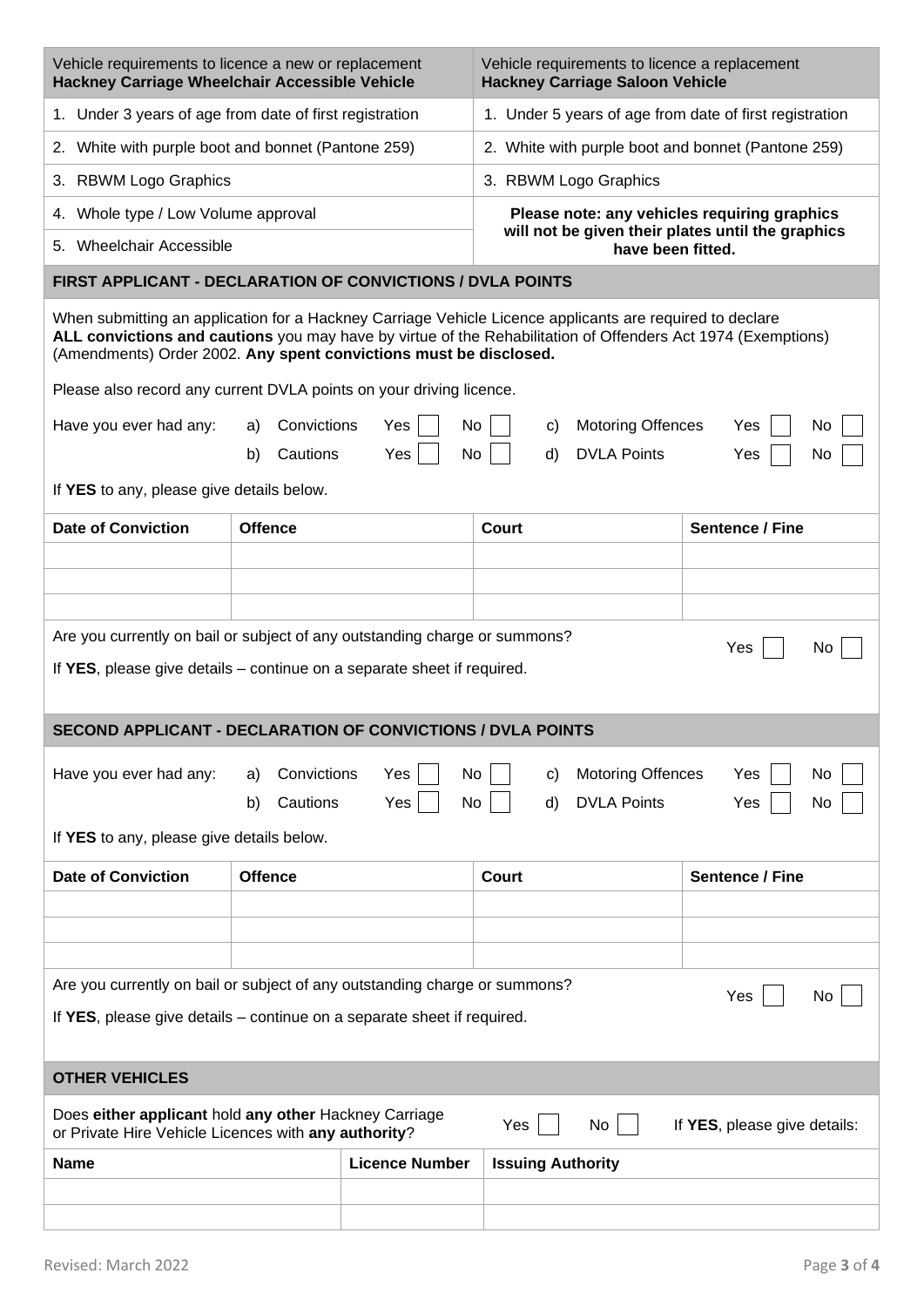| Vehicle requirements to licence a new or replacement **Hackney Carriage Wheelchair Accessible Vehicle** | Vehicle requirements to licence a replacement **Hackney Carriage Saloon Vehicle** |
|---|---|
| 1. Under 3 years of age from date of first registration | 1. Under 5 years of age from date of first registration |
| 2. White with purple boot and bonnet (Pantone 259) | 2. White with purple boot and bonnet (Pantone 259) |
| 3. RBWM Logo Graphics | 3. RBWM Logo Graphics |
| 4. Whole type / Low Volume approval | **Please note: any vehicles requiring graphics will not be given their plates until the graphics have been fitted.** |
| 5. Wheelchair Accessible | |

## FIRST APPLICANT - DECLARATION OF CONVICTIONS / DVLA POINTS

When submitting an application for a Hackney Carriage Vehicle Licence applicants are required to declare **ALL convictions and cautions** you may have by virtue of the Rehabilitation of Offenders Act 1974 (Exemptions) (Amendments) Order 2002. **Any spent convictions must be disclosed.**

Please also record any current DVLA points on your driving licence.

Have you ever had any:

a) Convictions Yes ☐ No ☐  c) Motoring Offences Yes ☐ No ☐

b) Cautions Yes ☐ No ☐  d) DVLA Points Yes ☐ No ☐

If **YES** to any, please give details below.

| Date of Conviction | Offence | Court | Sentence / Fine |
|---|---|---|---|
| | | | |
| | | | |
| | | | |

Are you currently on bail or subject of any outstanding charge or summons? Yes ☐ No ☐

If **YES**, please give details – continue on a separate sheet if required.

## SECOND APPLICANT - DECLARATION OF CONVICTIONS / DVLA POINTS

Have you ever had any:

a) Convictions Yes ☐ No ☐  c) Motoring Offences Yes ☐ No ☐

b) Cautions Yes ☐ No ☐  d) DVLA Points Yes ☐ No ☐

If **YES** to any, please give details below.

| Date of Conviction | Offence | Court | Sentence / Fine |
|---|---|---|---|
| | | | |
| | | | |
| | | | |

Are you currently on bail or subject of any outstanding charge or summons? Yes ☐ No ☐

If **YES**, please give details – continue on a separate sheet if required.

## OTHER VEHICLES

Does **either applicant** hold **any other** Hackney Carriage or Private Hire Vehicle Licences with **any authority**? Yes ☐ No ☐ If **YES**, please give details:

| Name | Licence Number | Issuing Authority |
|---|---|---|
| | | |
| | | |

Revised: March 2022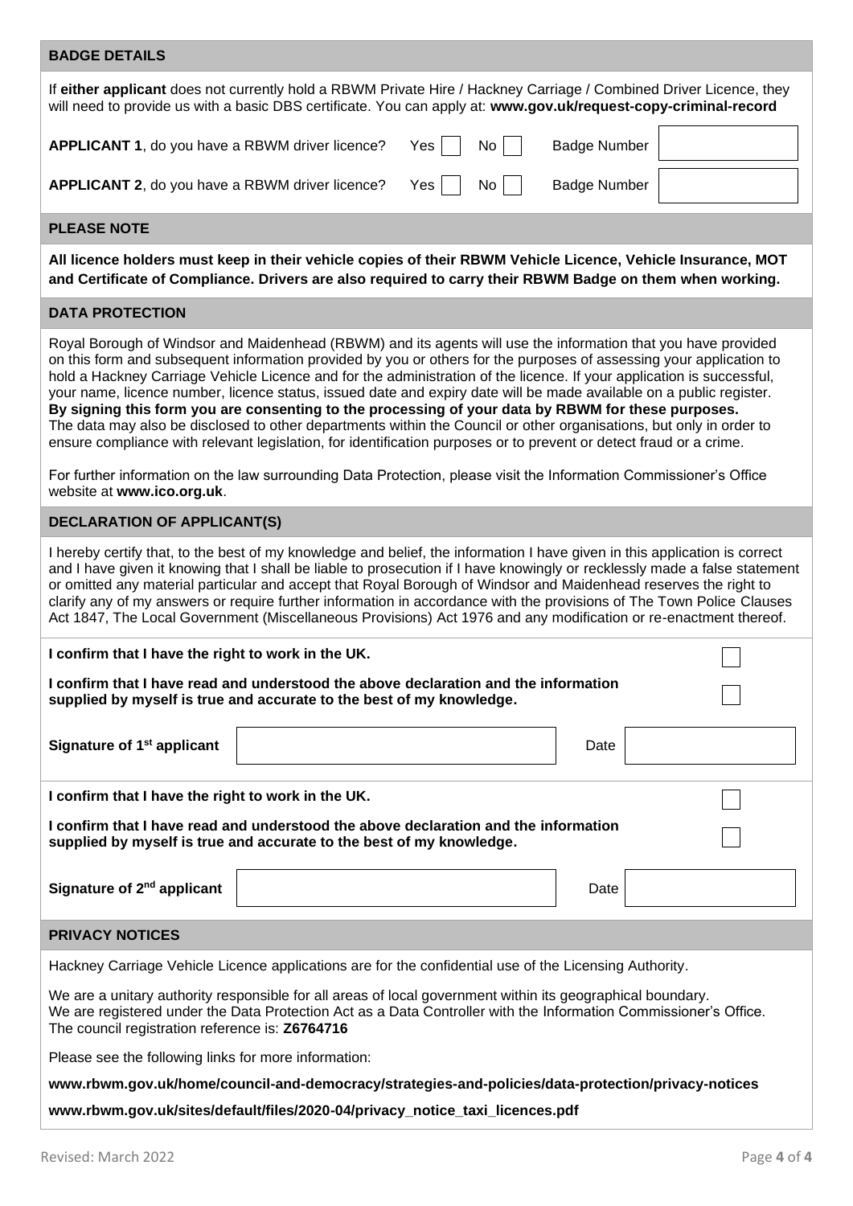## BADGE DETAILS

If **either applicant** does not currently hold a RBWM Private Hire / Hackney Carriage / Combined Driver Licence, they will need to provide us with a basic DBS certificate. You can apply at: **www.gov.uk/request-copy-criminal-record**

**APPLICANT 1**, do you have a RBWM driver licence? Yes ☐ No ☐ Badge Number

**APPLICANT 2**, do you have a RBWM driver licence? Yes ☐ No ☐ Badge Number

## PLEASE NOTE

**All licence holders must keep in their vehicle copies of their RBWM Vehicle Licence, Vehicle Insurance, MOT and Certificate of Compliance. Drivers are also required to carry their RBWM Badge on them when working.**

## DATA PROTECTION

Royal Borough of Windsor and Maidenhead (RBWM) and its agents will use the information that you have provided on this form and subsequent information provided by you or others for the purposes of assessing your application to hold a Hackney Carriage Vehicle Licence and for the administration of the licence. If your application is successful, your name, licence number, licence status, issued date and expiry date will be made available on a public register. **By signing this form you are consenting to the processing of your data by RBWM for these purposes.** The data may also be disclosed to other departments within the Council or other organisations, but only in order to ensure compliance with relevant legislation, for identification purposes or to prevent or detect fraud or a crime.

For further information on the law surrounding Data Protection, please visit the Information Commissioner's Office website at **www.ico.org.uk**.

## DECLARATION OF APPLICANT(S)

I hereby certify that, to the best of my knowledge and belief, the information I have given in this application is correct and I have given it knowing that I shall be liable to prosecution if I have knowingly or recklessly made a false statement or omitted any material particular and accept that Royal Borough of Windsor and Maidenhead reserves the right to clarify any of my answers or require further information in accordance with the provisions of The Town Police Clauses Act 1847, The Local Government (Miscellaneous Provisions) Act 1976 and any modification or re-enactment thereof.

**I confirm that I have the right to work in the UK.** ☐

**I confirm that I have read and understood the above declaration and the information supplied by myself is true and accurate to the best of my knowledge.** ☐

**Signature of 1st applicant** Date

**I confirm that I have the right to work in the UK.** ☐

**I confirm that I have read and understood the above declaration and the information supplied by myself is true and accurate to the best of my knowledge.** ☐

**Signature of 2nd applicant** Date

## PRIVACY NOTICES

Hackney Carriage Vehicle Licence applications are for the confidential use of the Licensing Authority.

We are a unitary authority responsible for all areas of local government within its geographical boundary. We are registered under the Data Protection Act as a Data Controller with the Information Commissioner's Office. The council registration reference is: **Z6764716**

Please see the following links for more information:

**www.rbwm.gov.uk/home/council-and-democracy/strategies-and-policies/data-protection/privacy-notices**

**www.rbwm.gov.uk/sites/default/files/2020-04/privacy_notice_taxi_licences.pdf**

Revised: March 2022